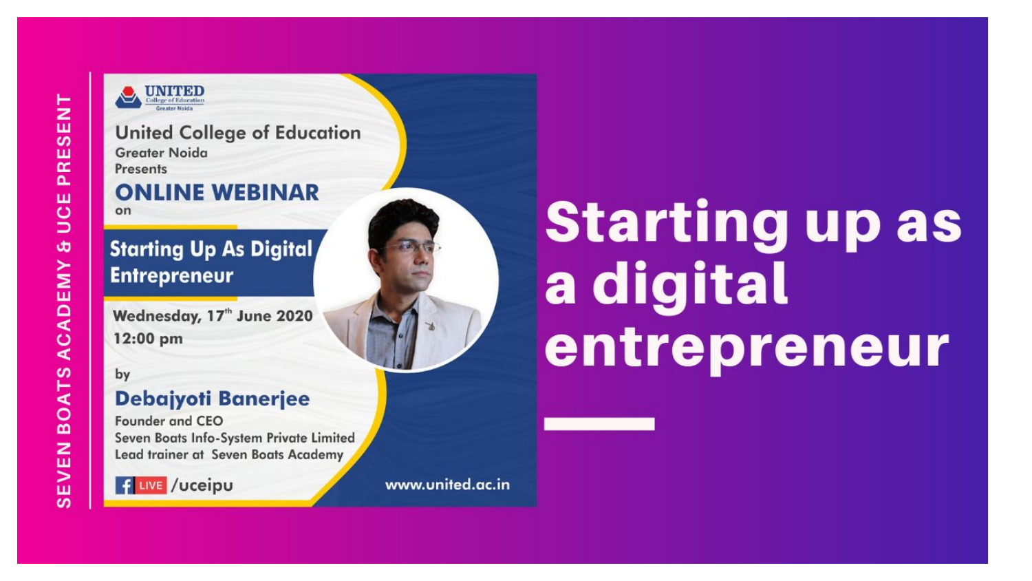SEVEN BOATS ACADEMY & UCE PRESENT

UNITED College of Education Greater Noida

United College of Education
Greater Noida
Presents

**ONLINE WEBINAR**
on

**Starting Up As Digital Entrepreneur**

Wednesday, 17th June 2020
12:00 pm

by

**Debajyoti Banerjee**
Founder and CEO
Seven Boats Info-System Private Limited
Lead trainer at Seven Boats Academy

LIVE /uceipu

www.united.ac.in

# Starting up as a digital entrepreneur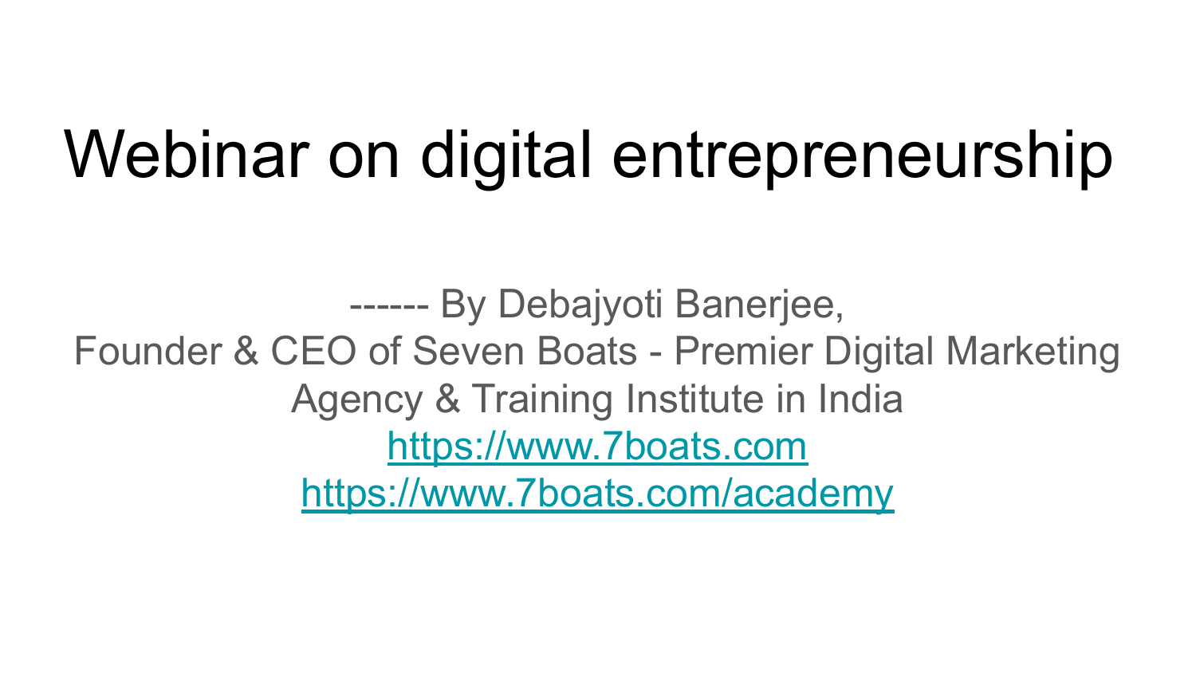# Webinar on digital entrepreneurship

------ By Debajyoti Banerjee,
Founder & CEO of Seven Boats - Premier Digital Marketing Agency & Training Institute in India
[https://www.7boats.com](https://www.7boats.com)
[https://www.7boats.com/academy](https://www.7boats.com/academy)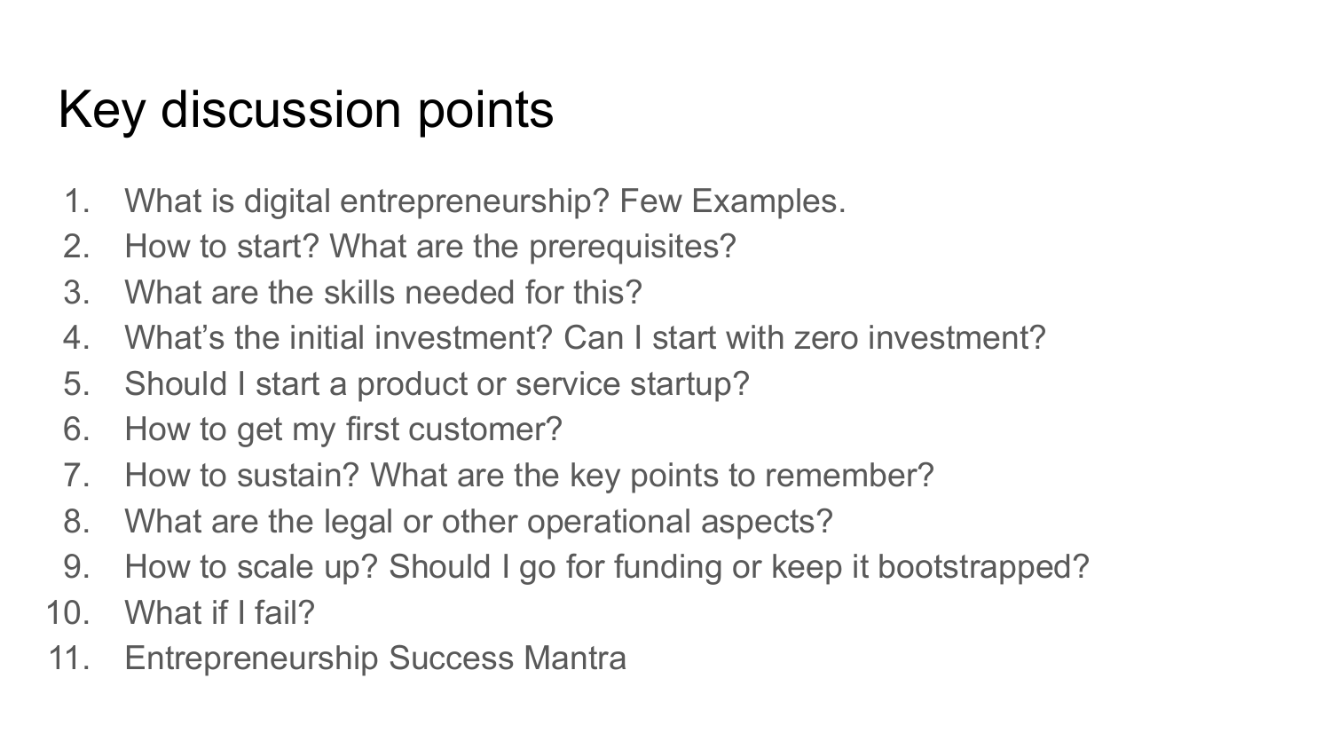# Key discussion points

1. What is digital entrepreneurship? Few Examples.
2. How to start? What are the prerequisites?
3. What are the skills needed for this?
4. What's the initial investment? Can I start with zero investment?
5. Should I start a product or service startup?
6. How to get my first customer?
7. How to sustain? What are the key points to remember?
8. What are the legal or other operational aspects?
9. How to scale up? Should I go for funding or keep it bootstrapped?
10. What if I fail?
11. Entrepreneurship Success Mantra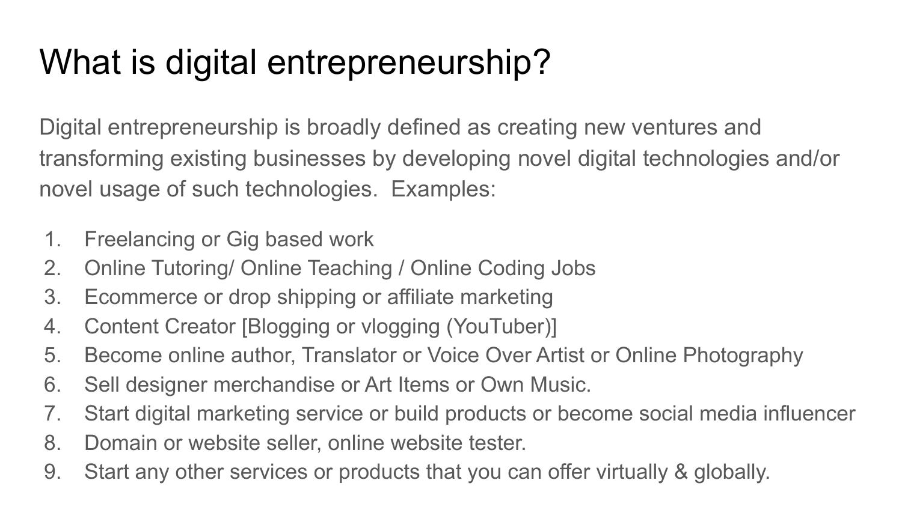# What is digital entrepreneurship?

Digital entrepreneurship is broadly defined as creating new ventures and transforming existing businesses by developing novel digital technologies and/or novel usage of such technologies. Examples:

1. Freelancing or Gig based work
2. Online Tutoring/ Online Teaching / Online Coding Jobs
3. Ecommerce or drop shipping or affiliate marketing
4. Content Creator [Blogging or vlogging (YouTuber)]
5. Become online author, Translator or Voice Over Artist or Online Photography
6. Sell designer merchandise or Art Items or Own Music.
7. Start digital marketing service or build products or become social media influencer
8. Domain or website seller, online website tester.
9. Start any other services or products that you can offer virtually & globally.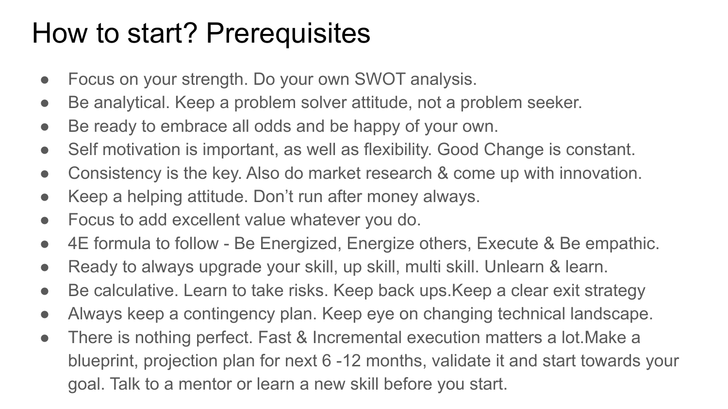# How to start? Prerequisites

- Focus on your strength. Do your own SWOT analysis.
- Be analytical. Keep a problem solver attitude, not a problem seeker.
- Be ready to embrace all odds and be happy of your own.
- Self motivation is important, as well as flexibility. Good Change is constant.
- Consistency is the key. Also do market research & come up with innovation.
- Keep a helping attitude. Don't run after money always.
- Focus to add excellent value whatever you do.
- 4E formula to follow - Be Energized, Energize others, Execute & Be empathic.
- Ready to always upgrade your skill, up skill, multi skill. Unlearn & learn.
- Be calculative. Learn to take risks. Keep back ups.Keep a clear exit strategy
- Always keep a contingency plan. Keep eye on changing technical landscape.
- There is nothing perfect. Fast & Incremental execution matters a lot.Make a blueprint, projection plan for next 6 -12 months, validate it and start towards your goal. Talk to a mentor or learn a new skill before you start.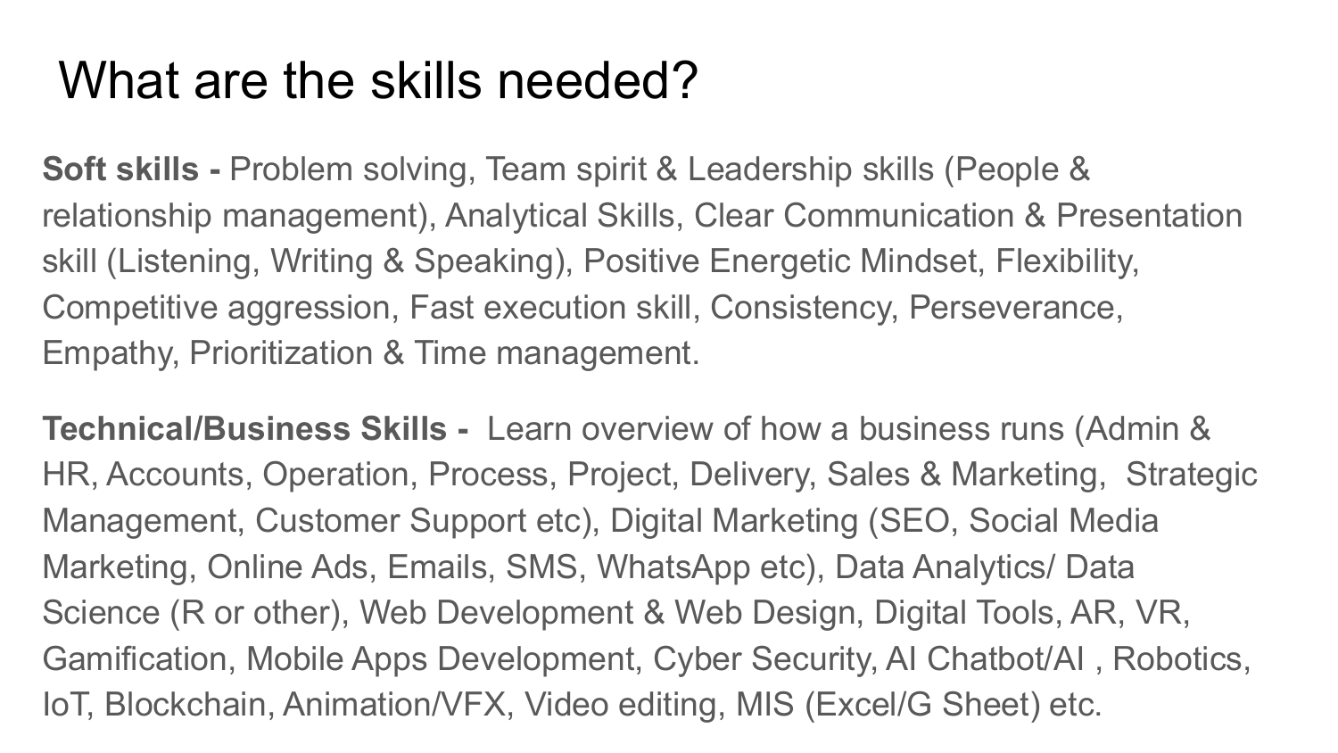# What are the skills needed?

**Soft skills -** Problem solving, Team spirit & Leadership skills (People & relationship management), Analytical Skills, Clear Communication & Presentation skill (Listening, Writing & Speaking), Positive Energetic Mindset, Flexibility, Competitive aggression, Fast execution skill, Consistency, Perseverance, Empathy, Prioritization & Time management.

**Technical/Business Skills -** Learn overview of how a business runs (Admin & HR, Accounts, Operation, Process, Project, Delivery, Sales & Marketing, Strategic Management, Customer Support etc), Digital Marketing (SEO, Social Media Marketing, Online Ads, Emails, SMS, WhatsApp etc), Data Analytics/ Data Science (R or other), Web Development & Web Design, Digital Tools, AR, VR, Gamification, Mobile Apps Development, Cyber Security, AI Chatbot/AI , Robotics, IoT, Blockchain, Animation/VFX, Video editing, MIS (Excel/G Sheet) etc.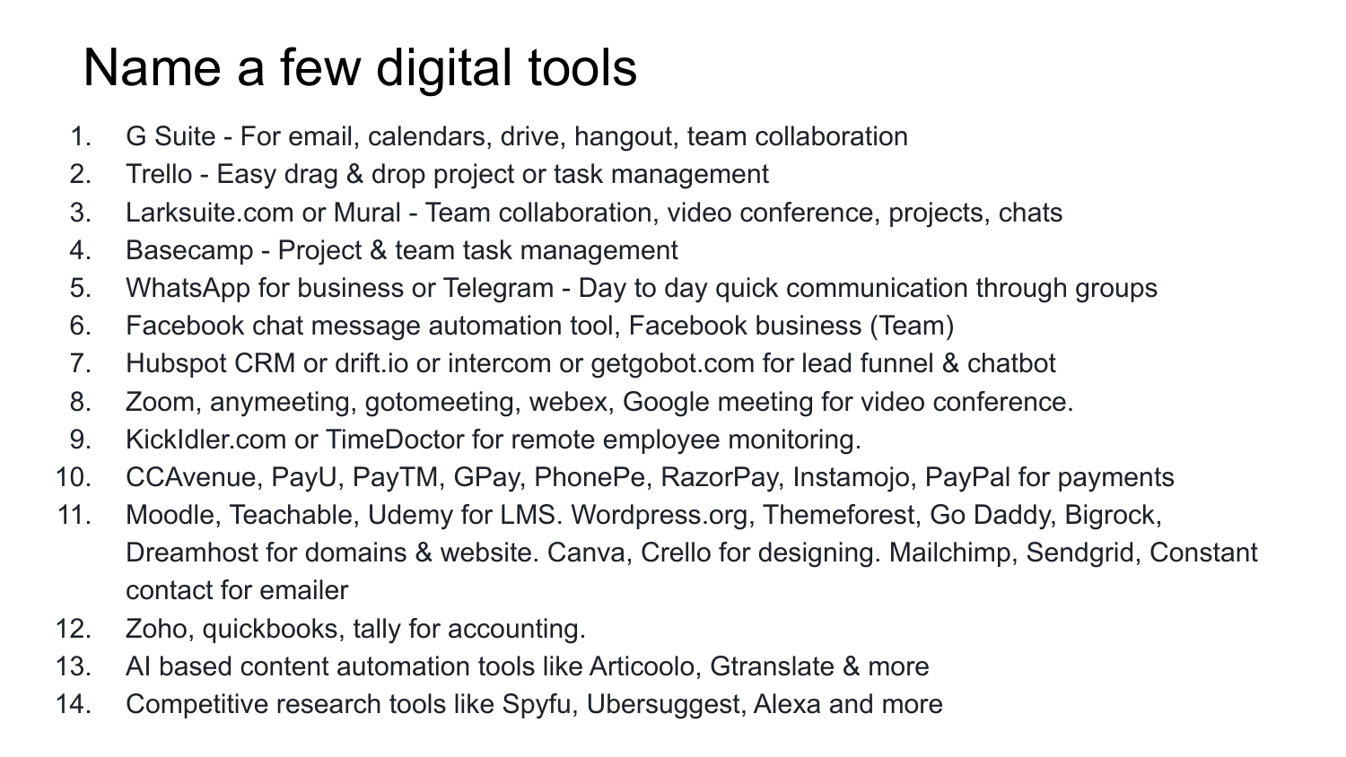# Name a few digital tools

1. G Suite - For email, calendars, drive, hangout, team collaboration
2. Trello - Easy drag & drop project or task management
3. Larksuite.com or Mural - Team collaboration, video conference, projects, chats
4. Basecamp - Project & team task management
5. WhatsApp for business or Telegram - Day to day quick communication through groups
6. Facebook chat message automation tool, Facebook business (Team)
7. Hubspot CRM or drift.io or intercom or getgobot.com for lead funnel & chatbot
8. Zoom, anymeeting, gotomeeting, webex, Google meeting for video conference.
9. KickIdler.com or TimeDoctor for remote employee monitoring.
10. CCAvenue, PayU, PayTM, GPay, PhonePe, RazorPay, Instamojo, PayPal for payments
11. Moodle, Teachable, Udemy for LMS. Wordpress.org, Themeforest, Go Daddy, Bigrock, Dreamhost for domains & website. Canva, Crello for designing. Mailchimp, Sendgrid, Constant contact for emailer
12. Zoho, quickbooks, tally for accounting.
13. AI based content automation tools like Articoolo, Gtranslate & more
14. Competitive research tools like Spyfu, Ubersuggest, Alexa and more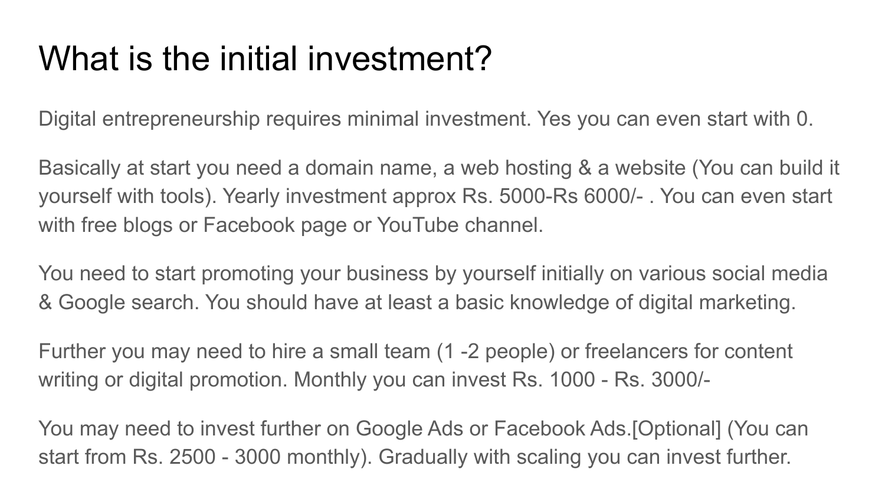# What is the initial investment?

Digital entrepreneurship requires minimal investment. Yes you can even start with 0.

Basically at start you need a domain name, a web hosting & a website (You can build it yourself with tools). Yearly investment approx Rs. 5000-Rs 6000/- . You can even start with free blogs or Facebook page or YouTube channel.

You need to start promoting your business by yourself initially on various social media & Google search. You should have at least a basic knowledge of digital marketing.

Further you may need to hire a small team (1 -2 people) or freelancers for content writing or digital promotion. Monthly you can invest Rs. 1000 - Rs. 3000/-

You may need to invest further on Google Ads or Facebook Ads.[Optional] (You can start from Rs. 2500 - 3000 monthly). Gradually with scaling you can invest further.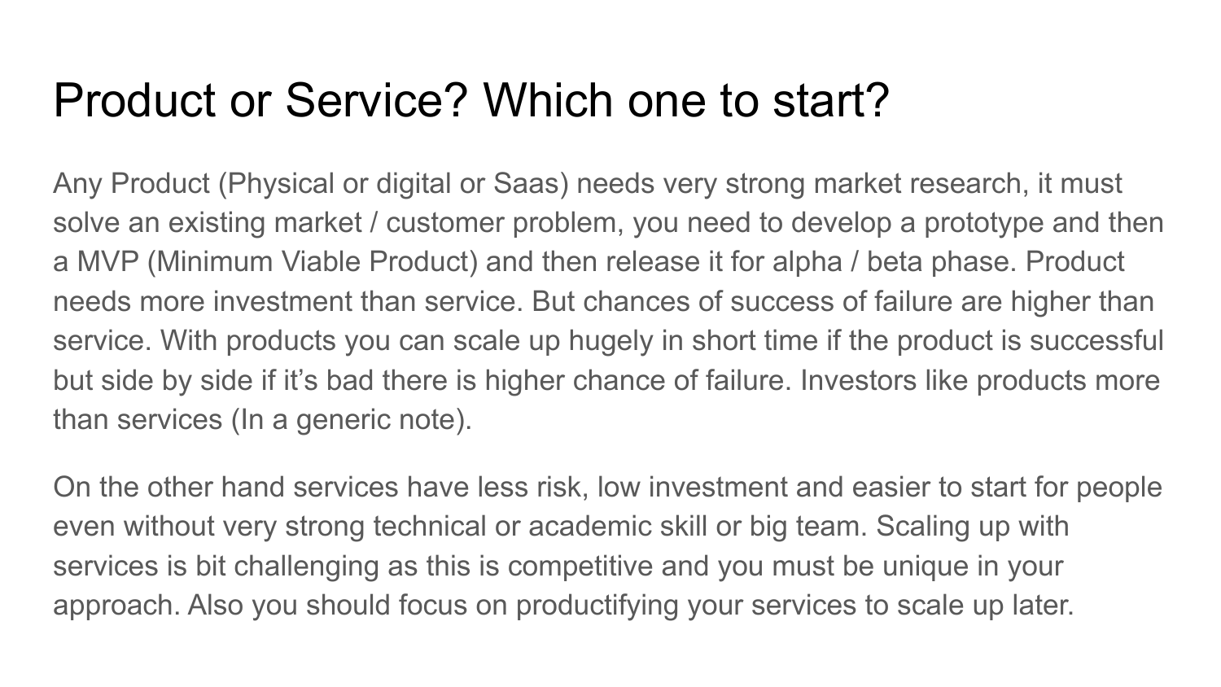# Product or Service? Which one to start?

Any Product (Physical or digital or Saas) needs very strong market research, it must solve an existing market / customer problem, you need to develop a prototype and then a MVP (Minimum Viable Product) and then release it for alpha / beta phase. Product needs more investment than service. But chances of success of failure are higher than service. With products you can scale up hugely in short time if the product is successful but side by side if it's bad there is higher chance of failure. Investors like products more than services (In a generic note).

On the other hand services have less risk, low investment and easier to start for people even without very strong technical or academic skill or big team. Scaling up with services is bit challenging as this is competitive and you must be unique in your approach. Also you should focus on productifying your services to scale up later.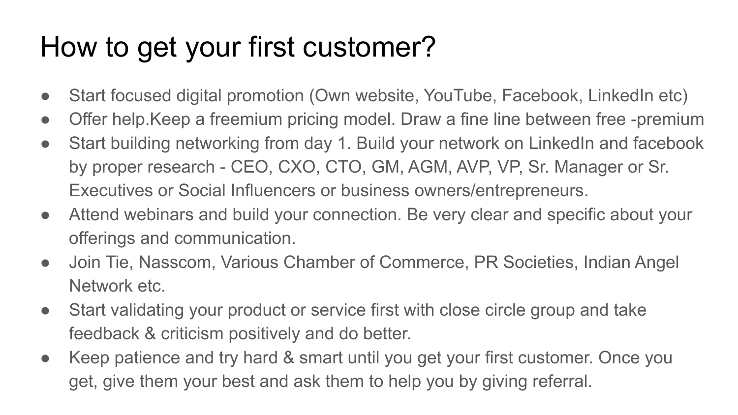# How to get your first customer?

- Start focused digital promotion (Own website, YouTube, Facebook, LinkedIn etc)
- Offer help.Keep a freemium pricing model. Draw a fine line between free -premium
- Start building networking from day 1. Build your network on LinkedIn and facebook by proper research - CEO, CXO, CTO, GM, AGM, AVP, VP, Sr. Manager or Sr. Executives or Social Influencers or business owners/entrepreneurs.
- Attend webinars and build your connection. Be very clear and specific about your offerings and communication.
- Join Tie, Nasscom, Various Chamber of Commerce, PR Societies, Indian Angel Network etc.
- Start validating your product or service first with close circle group and take feedback & criticism positively and do better.
- Keep patience and try hard & smart until you get your first customer. Once you get, give them your best and ask them to help you by giving referral.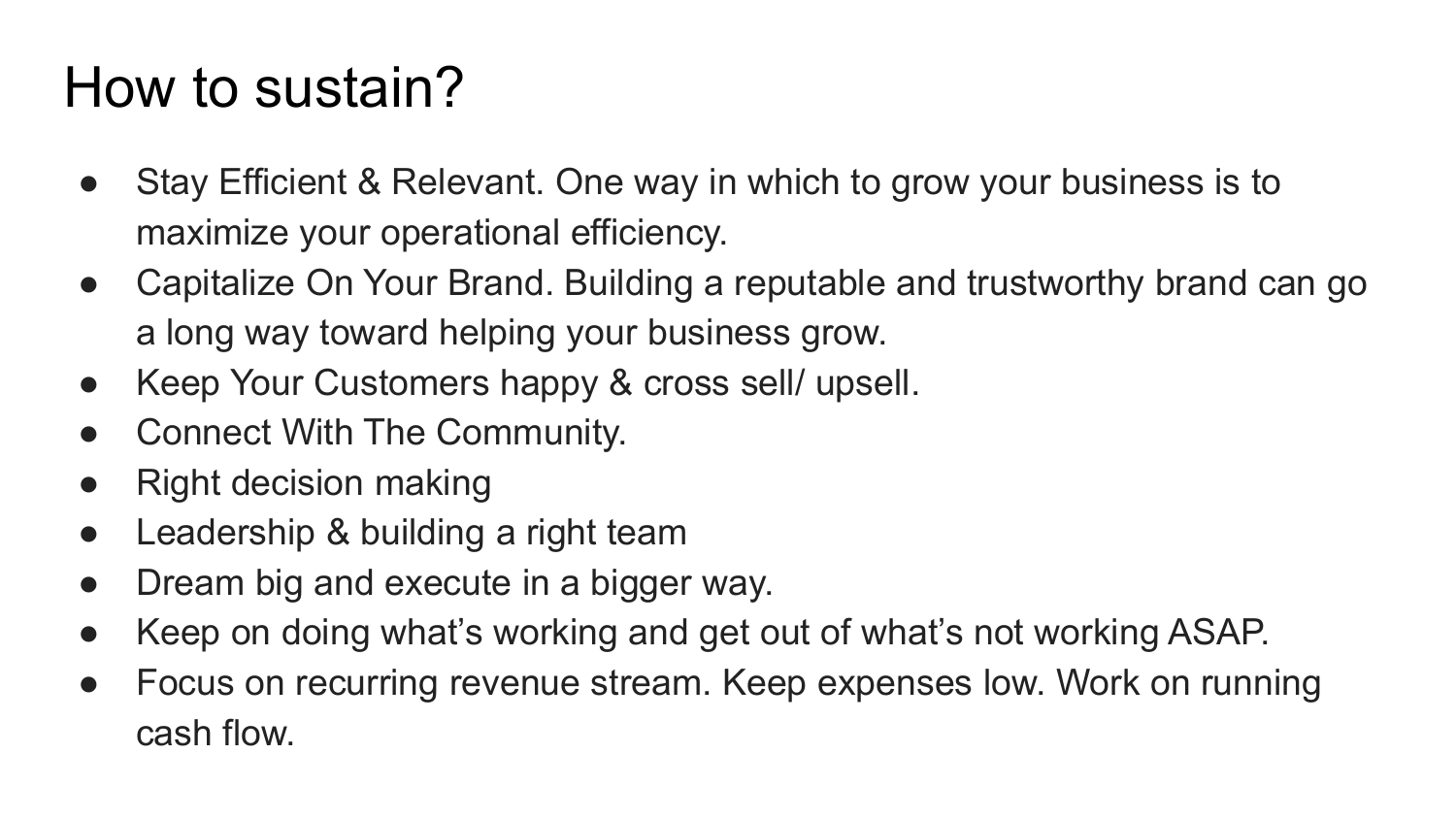# How to sustain?

- Stay Efficient & Relevant. One way in which to grow your business is to maximize your operational efficiency.
- Capitalize On Your Brand. Building a reputable and trustworthy brand can go a long way toward helping your business grow.
- Keep Your Customers happy & cross sell/ upsell.
- Connect With The Community.
- Right decision making
- Leadership & building a right team
- Dream big and execute in a bigger way.
- Keep on doing what's working and get out of what's not working ASAP.
- Focus on recurring revenue stream. Keep expenses low. Work on running cash flow.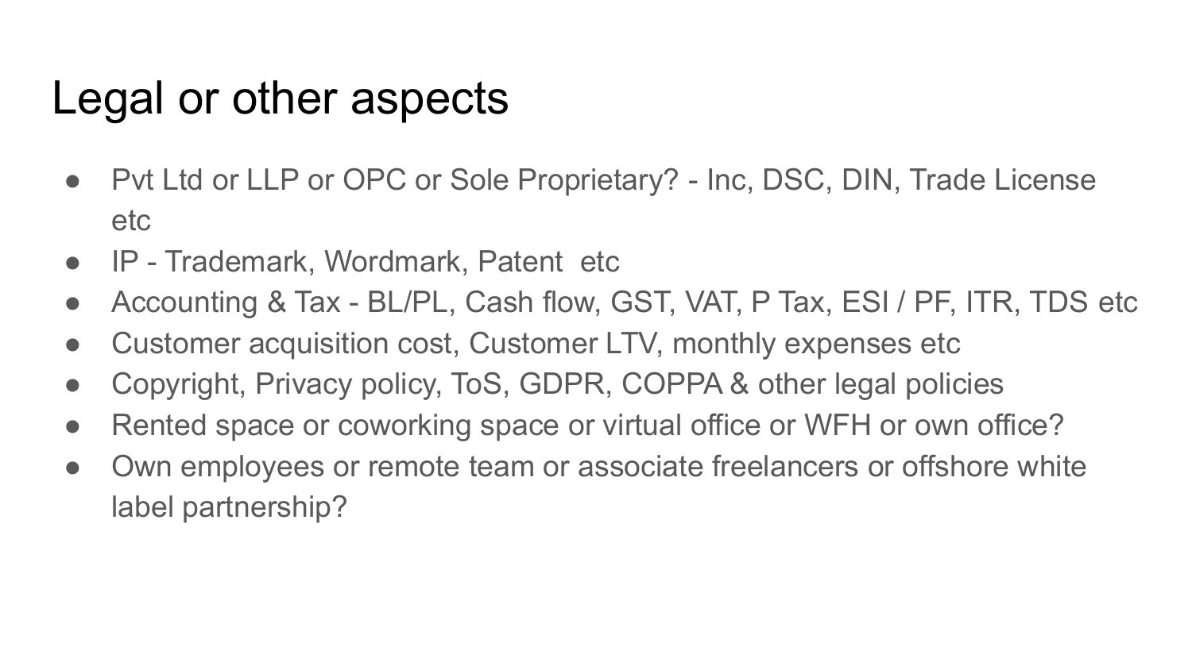# Legal or other aspects

- Pvt Ltd or LLP or OPC or Sole Proprietary? - Inc, DSC, DIN, Trade License etc
- IP - Trademark, Wordmark, Patent etc
- Accounting & Tax - BL/PL, Cash flow, GST, VAT, P Tax, ESI / PF, ITR, TDS etc
- Customer acquisition cost, Customer LTV, monthly expenses etc
- Copyright, Privacy policy, ToS, GDPR, COPPA & other legal policies
- Rented space or coworking space or virtual office or WFH or own office?
- Own employees or remote team or associate freelancers or offshore white label partnership?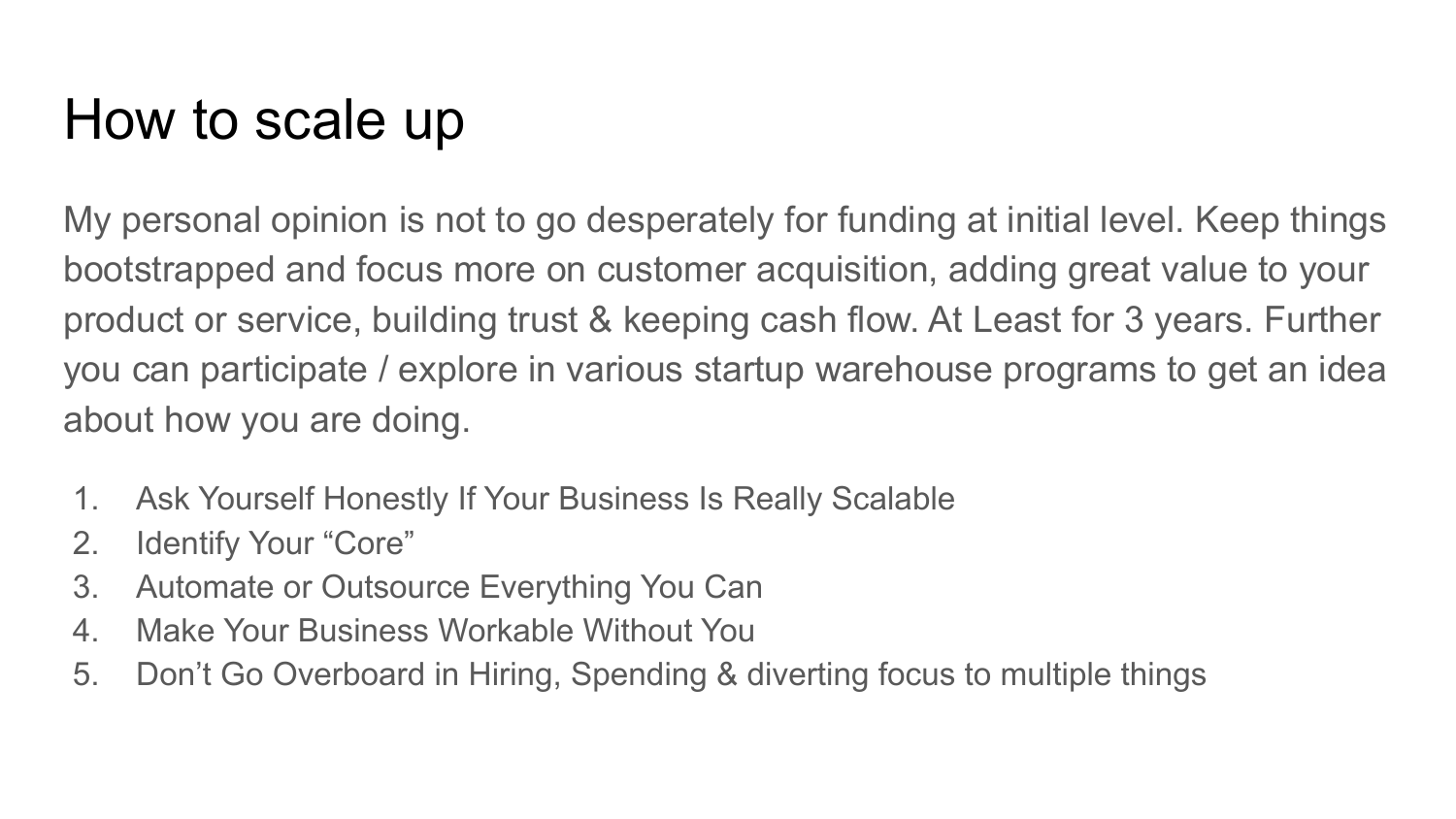# How to scale up

My personal opinion is not to go desperately for funding at initial level. Keep things bootstrapped and focus more on customer acquisition, adding great value to your product or service, building trust & keeping cash flow. At Least for 3 years. Further you can participate / explore in various startup warehouse programs to get an idea about how you are doing.

1. Ask Yourself Honestly If Your Business Is Really Scalable
2. Identify Your “Core”
3. Automate or Outsource Everything You Can
4. Make Your Business Workable Without You
5. Don’t Go Overboard in Hiring, Spending & diverting focus to multiple things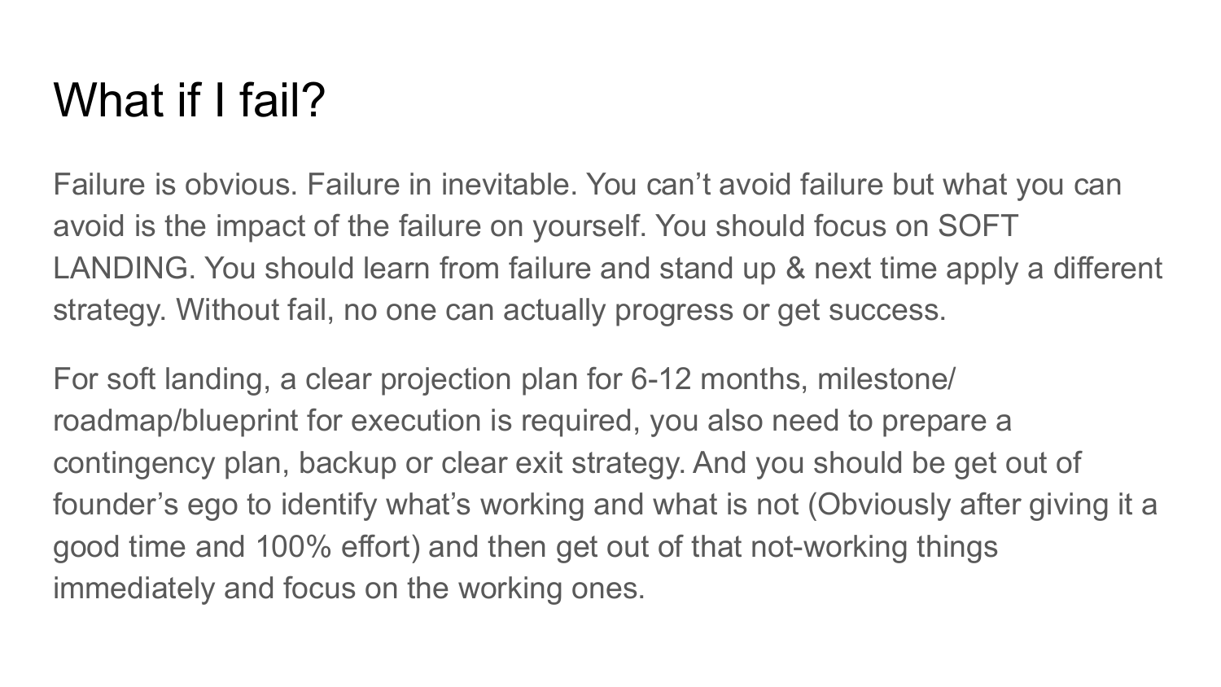# What if I fail?

Failure is obvious. Failure in inevitable. You can't avoid failure but what you can avoid is the impact of the failure on yourself. You should focus on SOFT LANDING. You should learn from failure and stand up & next time apply a different strategy. Without fail, no one can actually progress or get success.

For soft landing, a clear projection plan for 6-12 months, milestone/ roadmap/blueprint for execution is required, you also need to prepare a contingency plan, backup or clear exit strategy. And you should be get out of founder's ego to identify what's working and what is not (Obviously after giving it a good time and 100% effort) and then get out of that not-working things immediately and focus on the working ones.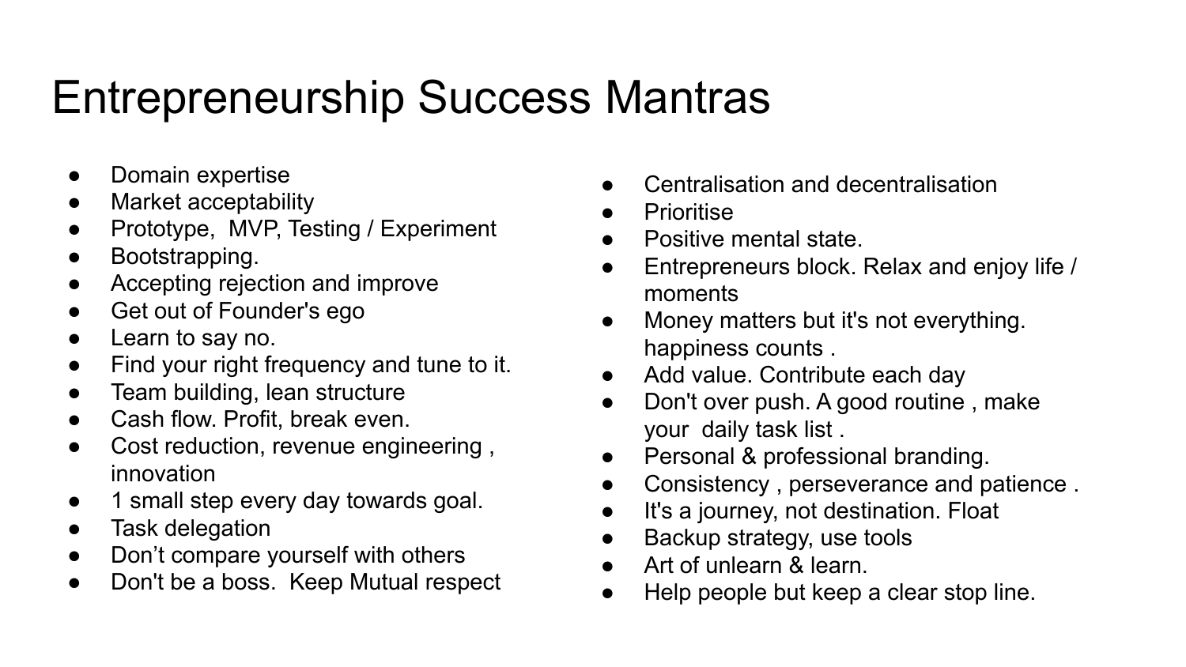# Entrepreneurship Success Mantras

- Domain expertise
- Market acceptability
- Prototype,  MVP, Testing / Experiment
- Bootstrapping.
- Accepting rejection and improve
- Get out of Founder's ego
- Learn to say no.
- Find your right frequency and tune to it.
- Team building, lean structure
- Cash flow. Profit, break even.
- Cost reduction, revenue engineering , innovation
- 1 small step every day towards goal.
- Task delegation
- Don’t compare yourself with others
- Don't be a boss.  Keep Mutual respect
- Centralisation and decentralisation
- Prioritise
- Positive mental state.
- Entrepreneurs block. Relax and enjoy life / moments
- Money matters but it's not everything. happiness counts .
- Add value. Contribute each day
- Don't over push. A good routine , make your  daily task list .
- Personal & professional branding.
- Consistency , perseverance and patience .
- It's a journey, not destination. Float
- Backup strategy, use tools
- Art of unlearn & learn.
- Help people but keep a clear stop line.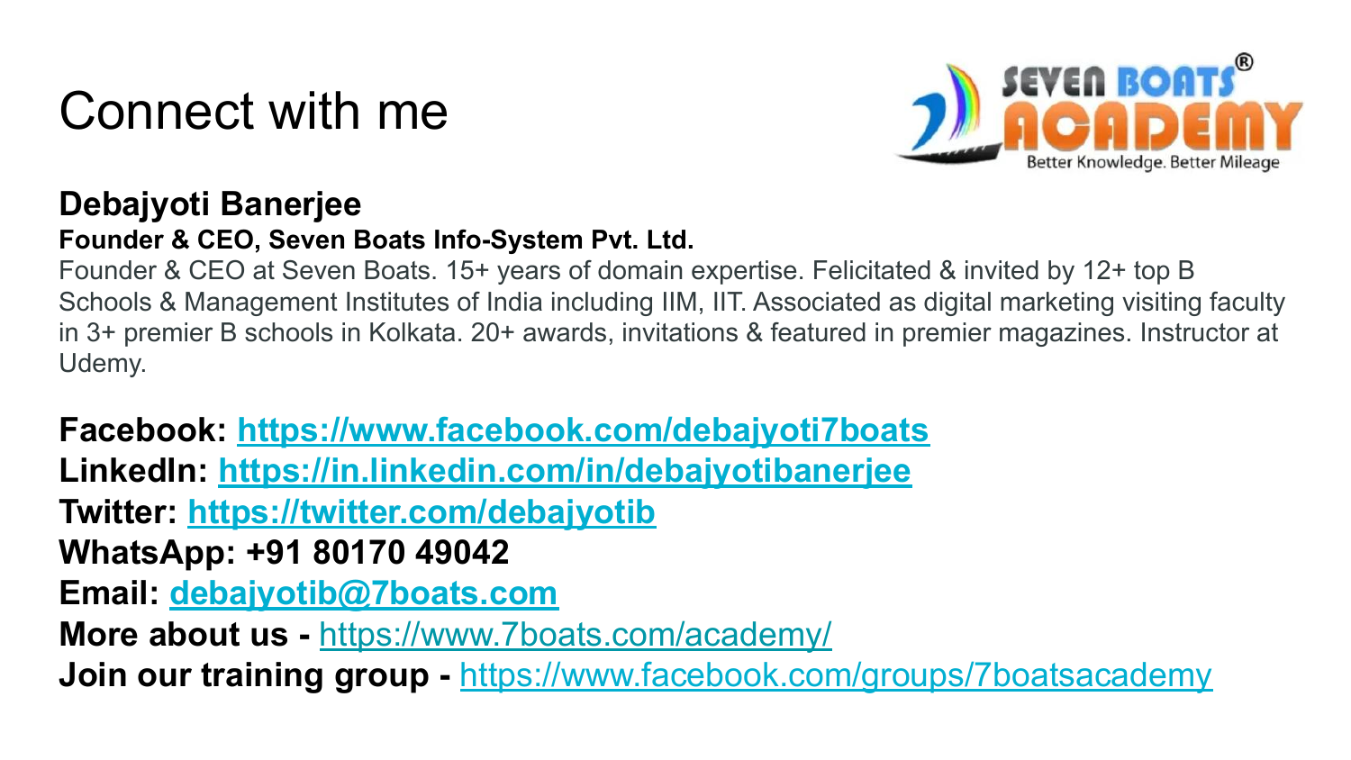# Connect with me

**Debajyoti Banerjee**

**Founder & CEO, Seven Boats Info-System Pvt. Ltd.**

Founder & CEO at Seven Boats. 15+ years of domain expertise. Felicitated & invited by 12+ top B Schools & Management Institutes of India including IIM, IIT. Associated as digital marketing visiting faculty in 3+ premier B schools in Kolkata. 20+ awards, invitations & featured in premier magazines. Instructor at Udemy.

**Facebook: https://www.facebook.com/debajyoti7boats**
**LinkedIn: https://in.linkedin.com/in/debajyotibanerjee**
**Twitter: https://twitter.com/debajyotib**
**WhatsApp: +91 80170 49042**
**Email: debajyotib@7boats.com**
**More about us -** https://www.7boats.com/academy/
**Join our training group -** https://www.facebook.com/groups/7boatsacademy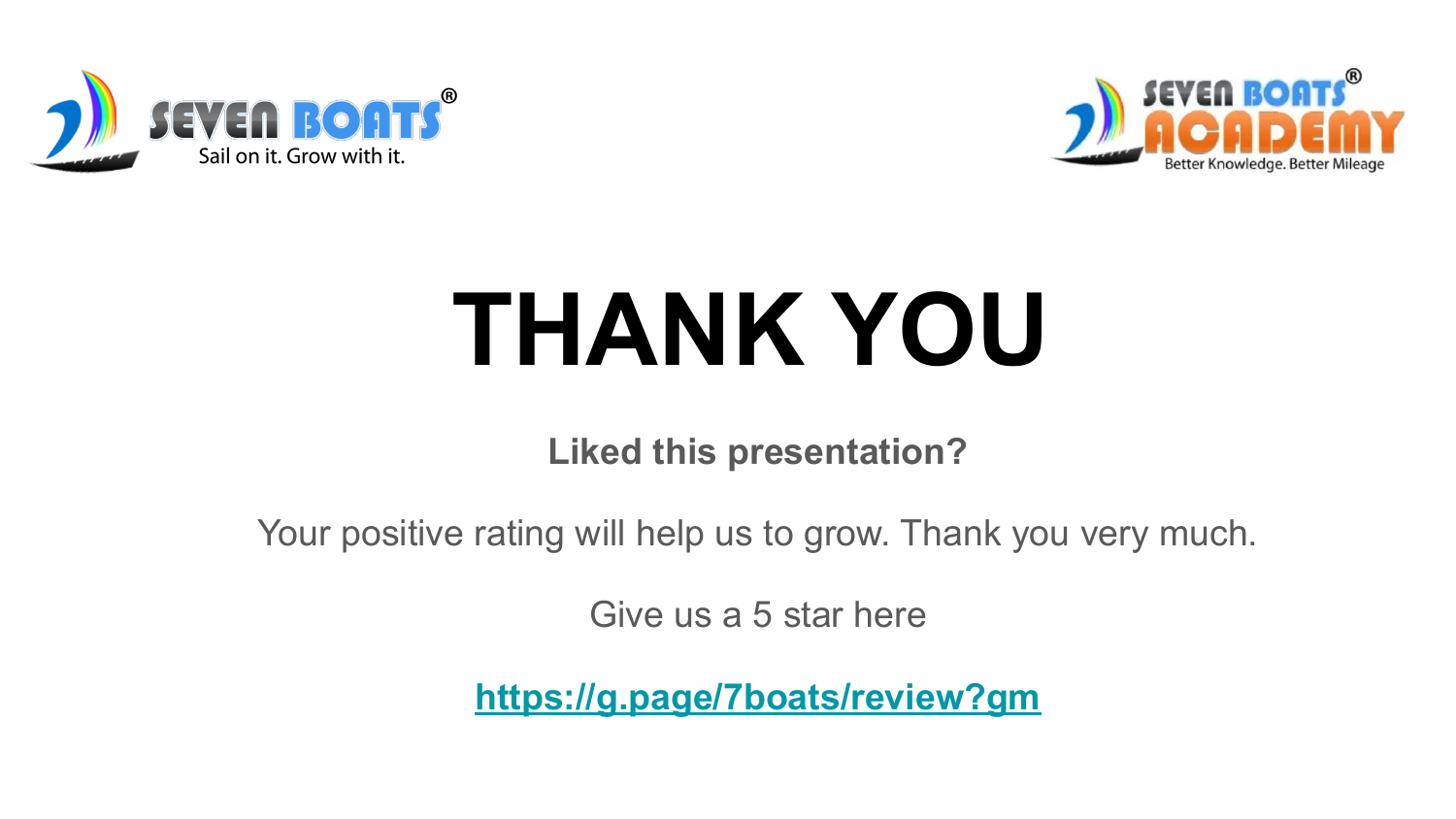# THANK YOU

**Liked this presentation?**

Your positive rating will help us to grow. Thank you very much.

Give us a 5 star here

**https://g.page/7boats/review?gm**